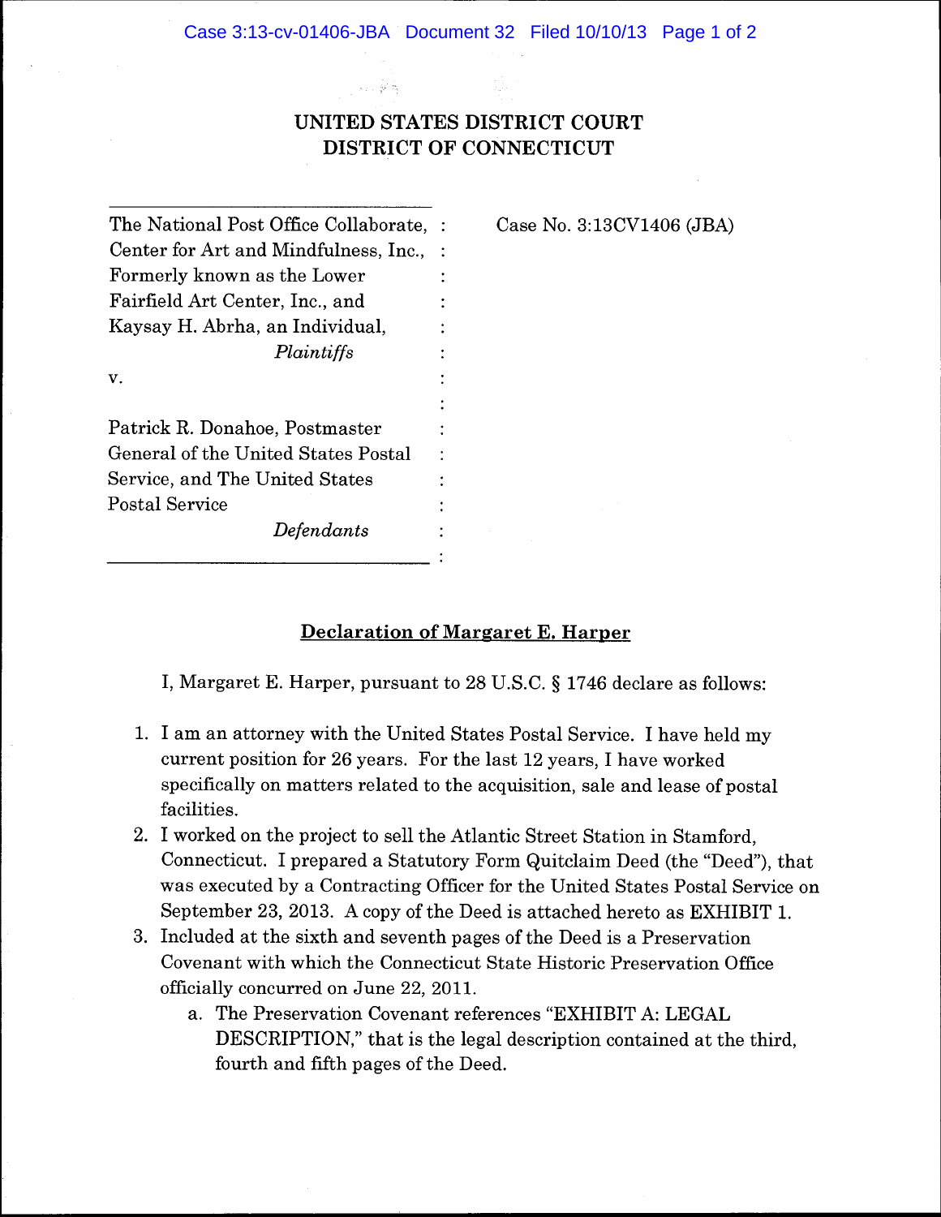# UNITED STATES DISTRICT COURT
# DISTRICT OF CONNECTICUT

| | |
|---|---|
| The National Post Office Collaborate, Center for Art and Mindfulness, Inc., Formerly known as the Lower Fairfield Art Center, Inc., and Kaysay H. Abrha, an Individual, *Plaintiffs* | Case No. 3:13CV1406 (JBA) |
| v. | |
| Patrick R. Donahoe, Postmaster General of the United States Postal Service, and The United States Postal Service *Defendants* | |

## Declaration of Margaret E. Harper

I, Margaret E. Harper, pursuant to 28 U.S.C. § 1746 declare as follows:

1. I am an attorney with the United States Postal Service. I have held my current position for 26 years. For the last 12 years, I have worked specifically on matters related to the acquisition, sale and lease of postal facilities.
2. I worked on the project to sell the Atlantic Street Station in Stamford, Connecticut. I prepared a Statutory Form Quitclaim Deed (the "Deed"), that was executed by a Contracting Officer for the United States Postal Service on September 23, 2013. A copy of the Deed is attached hereto as EXHIBIT 1.
3. Included at the sixth and seventh pages of the Deed is a Preservation Covenant with which the Connecticut State Historic Preservation Office officially concurred on June 22, 2011.
   a. The Preservation Covenant references "EXHIBIT A: LEGAL DESCRIPTION," that is the legal description contained at the third, fourth and fifth pages of the Deed.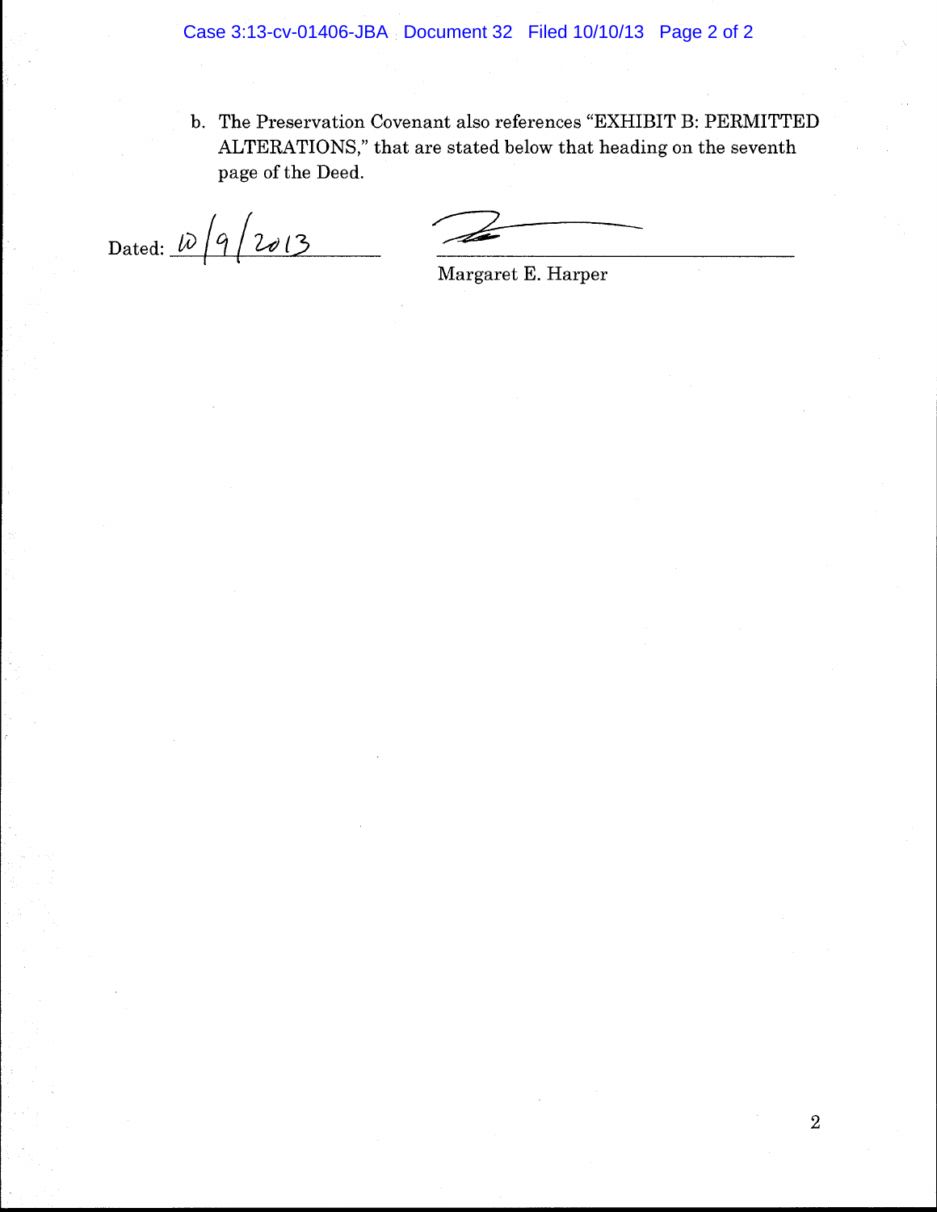b. The Preservation Covenant also references "EXHIBIT B: PERMITTED ALTERATIONS," that are stated below that heading on the seventh page of the Deed.

Dated: 10/9/2013

Margaret E. Harper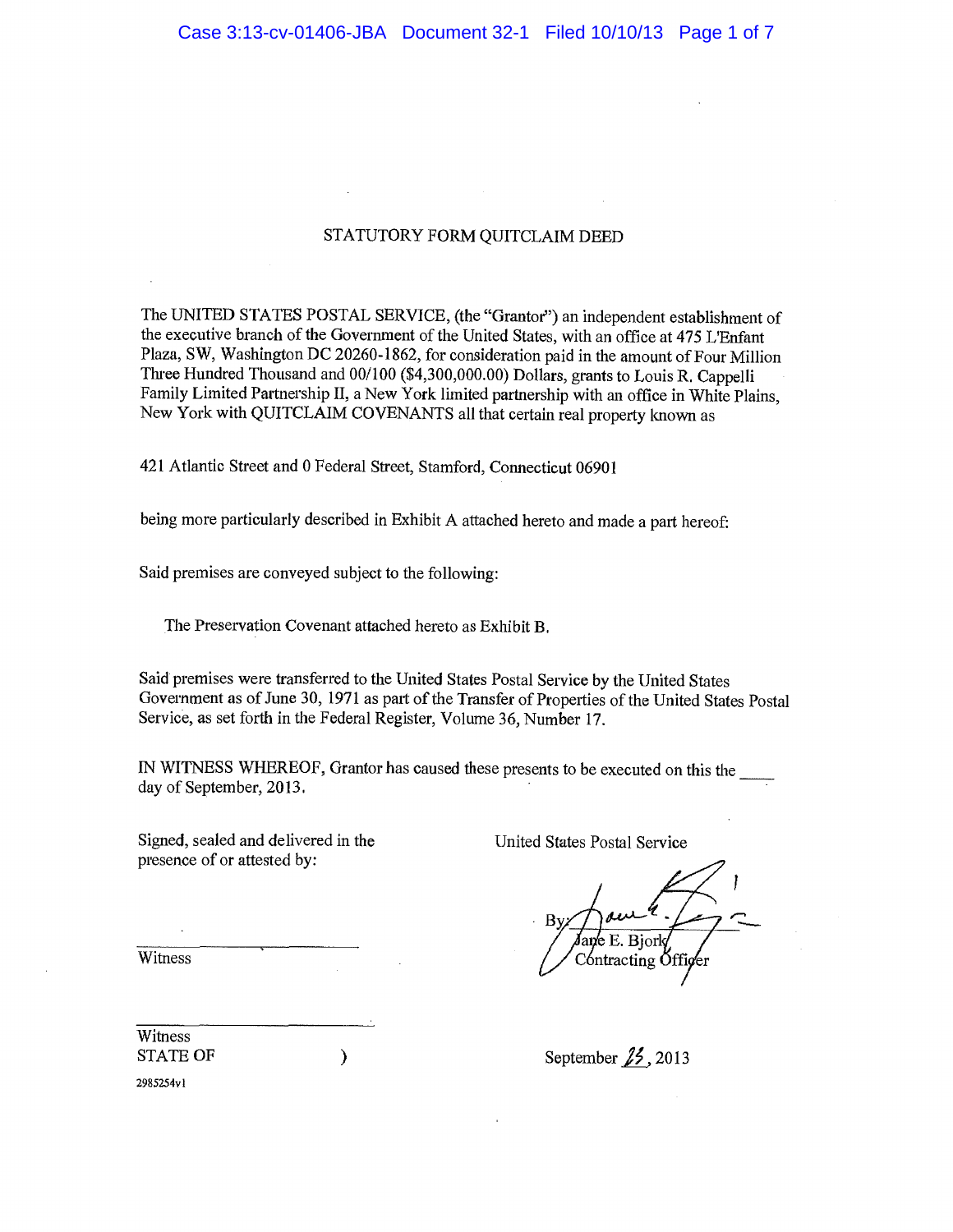# STATUTORY FORM QUITCLAIM DEED

The UNITED STATES POSTAL SERVICE, (the "Grantor") an independent establishment of the executive branch of the Government of the United States, with an office at 475 L'Enfant Plaza, SW, Washington DC 20260-1862, for consideration paid in the amount of Four Million Three Hundred Thousand and 00/100 ($4,300,000.00) Dollars, grants to Louis R. Cappelli Family Limited Partnership II, a New York limited partnership with an office in White Plains, New York with QUITCLAIM COVENANTS all that certain real property known as

421 Atlantic Street and 0 Federal Street, Stamford, Connecticut 06901

being more particularly described in Exhibit A attached hereto and made a part hereof:

Said premises are conveyed subject to the following:

The Preservation Covenant attached hereto as Exhibit B.

Said premises were transferred to the United States Postal Service by the United States Government as of June 30, 1971 as part of the Transfer of Properties of the United States Postal Service, as set forth in the Federal Register, Volume 36, Number 17.

IN WITNESS WHEREOF, Grantor has caused these presents to be executed on this the \_\_\_\_ day of September, 2013.

Signed, sealed and delivered in the presence of or attested by:

\_\_\_\_\_\_\_\_\_\_\_\_\_\_\_\_\_\_\_\_
Witness

\_\_\_\_\_\_\_\_\_\_\_\_\_\_\_\_\_\_\_\_
Witness

United States Postal Service

By: [signature]
Jane E. Bjork
Contracting Officer

STATE OF )

September 23, 2013

2985254v1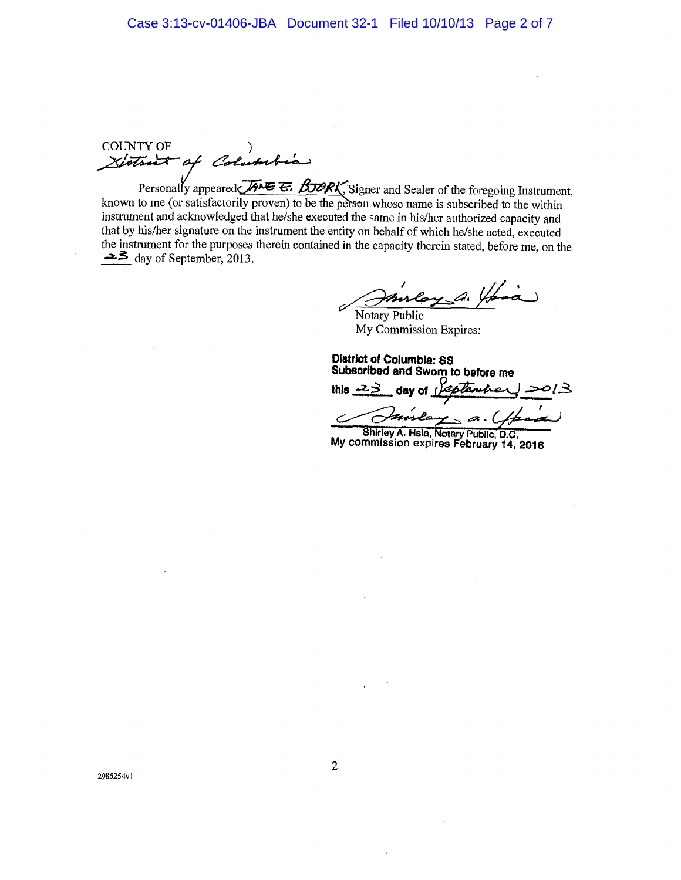COUNTY OF )
District of Columbia

Personally appeared JANE E. BJORK, Signer and Sealer of the foregoing Instrument, known to me (or satisfactorily proven) to be the person whose name is subscribed to the within instrument and acknowledged that he/she executed the same in his/her authorized capacity and that by his/her signature on the instrument the entity on behalf of which he/she acted, executed the instrument for the purposes therein contained in the capacity therein stated, before me, on the 23 day of September, 2013.

Shirley A. Hsia
Notary Public
My Commission Expires:

**District of Columbia: SS**
**Subscribed and Sworn to before me**
**this** 23 **day of** September 2013

Shirley A. Hsia
**Shirley A. Hsia, Notary Public, D.C.**
**My commission expires February 14, 2016**

2985254v1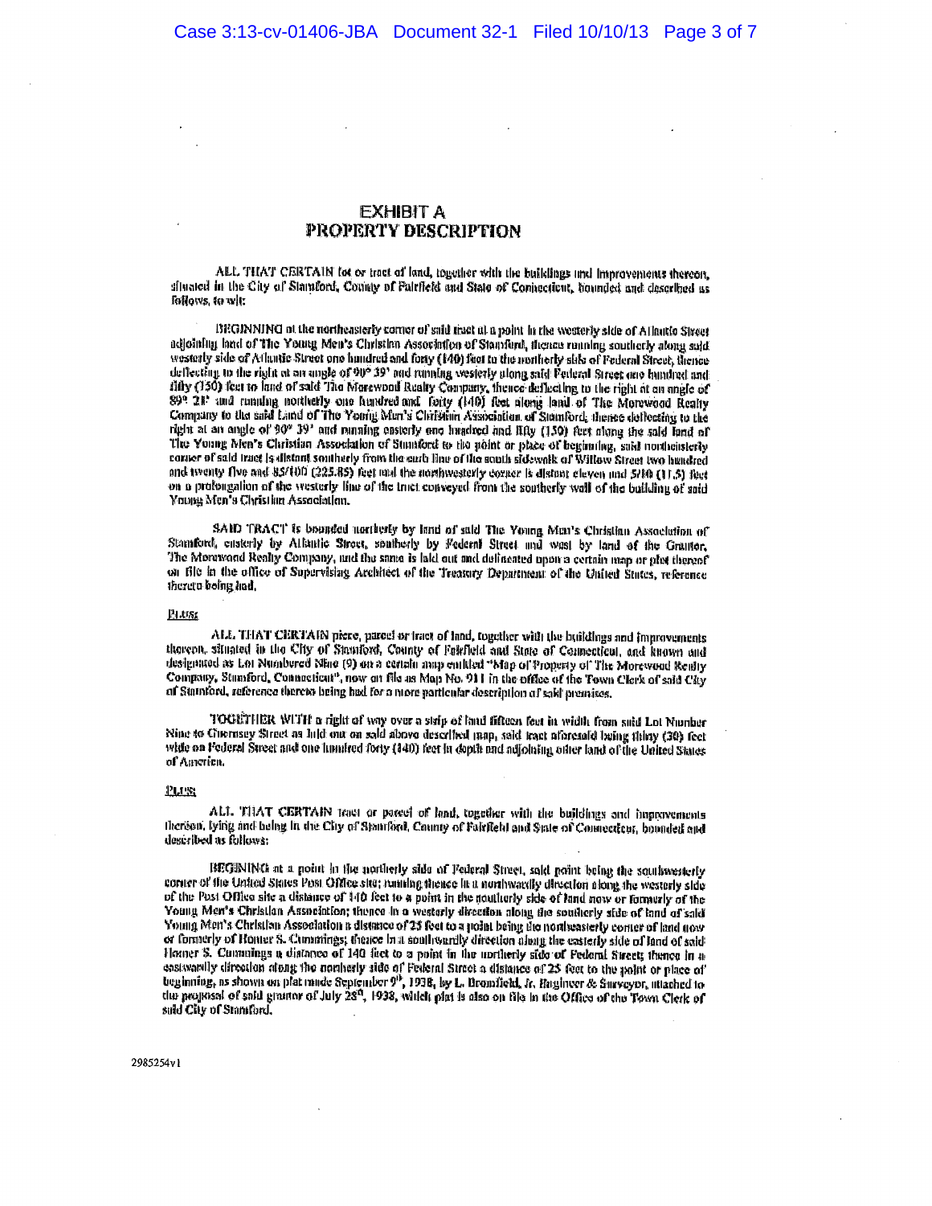# EXHIBIT A
## PROPERTY DESCRIPTION

ALL THAT CERTAIN lot or tract of land, together with the buildings and improvements thereon, situated in the City of Stamford, County of Fairfield and State of Connecticut, bounded and described as follows, to wit:

BEGINNING at the northeasterly corner of said tract at a point in the westerly side of Atlantic Street adjoining land of The Young Men's Christian Association of Stamford, thence running southerly along said westerly side of Atlantic Street one hundred and forty (140) feet to the northerly side of Federal Street, thence deflecting to the right at an angle of 90° 39' and running westerly along said Federal Street one hundred and fifty (150) feet to land of said The Morewood Realty Company, thence deflecting to the right at an angle of 89° 21' and running northerly one hundred and forty (140) feet along land of The Morewood Realty Company to the said Land of The Young Men's Christian Association of Stamford; thence deflecting to the right at an angle of 90° 39' and running easterly one hundred and fifty (150) feet along the said land of The Young Men's Christian Association of Stamford to the point or place of beginning, said northeasterly corner of said tract is distant southerly from the curb line of the south sidewalk of Willow Street two hundred and twenty five and 85/100 (225.85) feet and the northwesterly corner is distant eleven and 5/10 (11.5) feet on a prolongation of the westerly line of the tract conveyed from the southerly wall of the building of said Young Men's Christian Association.

SAID TRACT is bounded northerly by land of said The Young Men's Christian Association of Stamford, easterly by Atlantic Street, southerly by Federal Street and west by land of the Grantor, The Morewood Realty Company, and the same is laid out and delineated upon a certain map or plat thereof on file in the office of Supervising Architect of the Treasury Department of the United States, reference thereto being had.

PLUS:

ALL THAT CERTAIN piece, parcel or tract of land, together with the buildings and improvements thereon, situated in the City of Stamford, County of Fairfield and State of Connecticut, and known and designated as Lot Numbered Nine (9) on a certain map entitled "Map of Property of The Morewood Realty Company, Stamford, Connecticut", now on file as Map No. 911 in the office of the Town Clerk of said City of Stamford, reference thereto being had for a more particular description of said premises.

TOGETHER WITH a right of way over a strip of land fifteen feet in width from said Lot Number Nine to Guernsey Street as laid out on said above described map, said tract aforesaid being thirty (30) feet wide on Federal Street and one hundred forty (140) feet in depth and adjoining other land of the United States of America.

PLUS:

ALL THAT CERTAIN tract or parcel of land, together with the buildings and improvements thereon, lying and being in the City of Stamford, County of Fairfield and State of Connecticut, bounded and described as follows:

BEGINNING at a point in the northerly side of Federal Street, said point being the southwesterly corner of the United States Post Office site; running thence in a northwardly direction along the westerly side of the Post Office site a distance of 140 feet to a point in the southerly side of land now or formerly of the Young Men's Christian Association; thence in a westerly direction along the southerly side of land of said Young Men's Christian Association a distance of 25 feet to a point being the northeasterly corner of land now or formerly of Homer S. Cummings; thence in a southwardly direction along the easterly side of land of said Homer S. Cummings a distance of 140 feet to a point in the northerly side of Federal Street; thence in an eastwardly direction along the northerly side of Federal Street a distance of 25 feet to the point or place of beginning, as shown on plat made September 9th, 1938, by L. Bromfield, Jr. Engineer & Surveyor, attached to the proposal of said grantor of July 28th, 1938, which plat is also on file in the Office of the Town Clerk of said City of Stamford.

2985254v1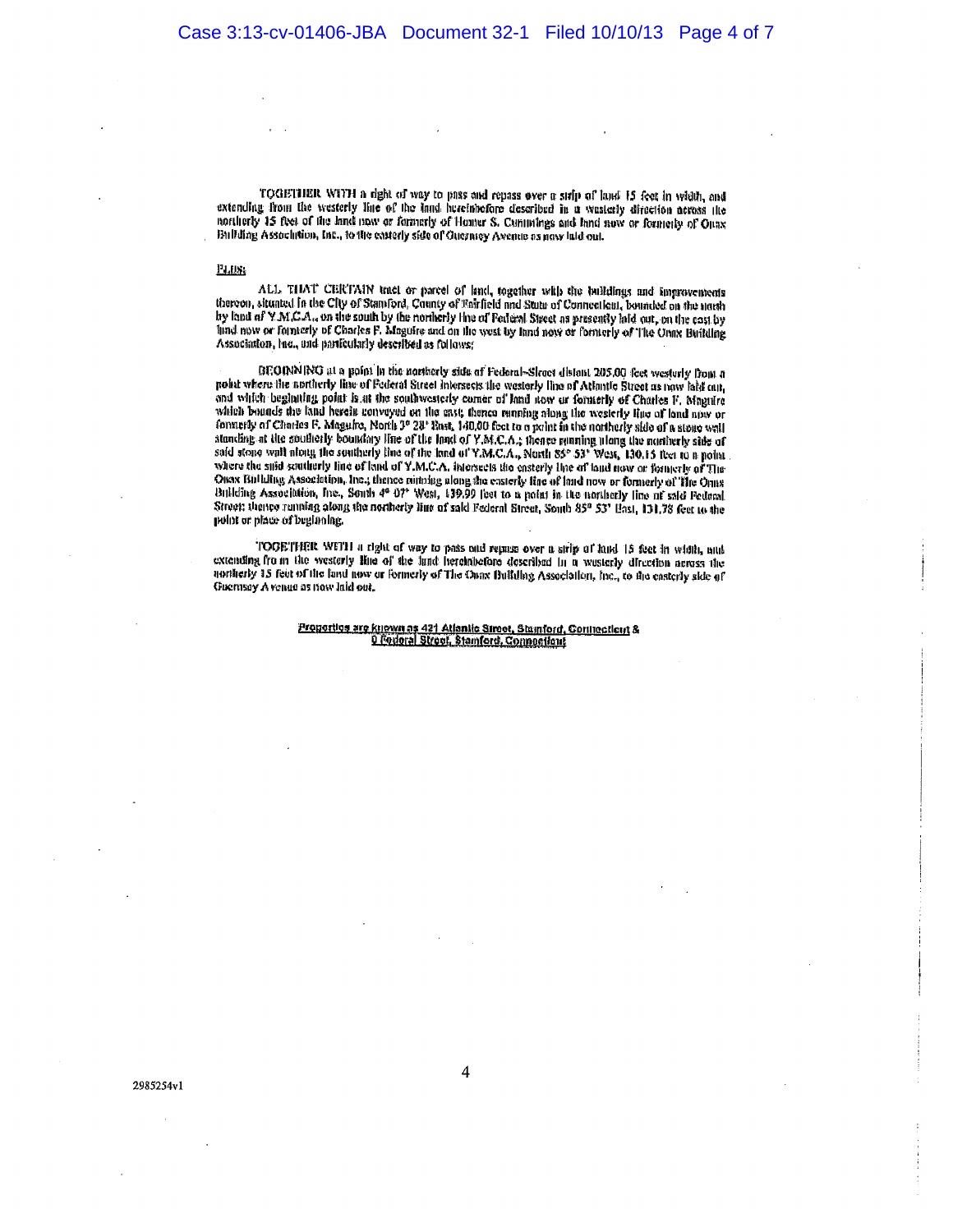TOGETHER WITH a right of way to pass and repass over a strip of land 15 feet in width, and extending from the westerly line of the land hereinbefore described in a westerly direction across the northerly 15 feet of the land now or formerly of Homer S. Cummings and land now or formerly of Onax Building Association, Inc., to the easterly side of Guernsey Avenue as now laid out.

PLUS:

ALL THAT CERTAIN tract or parcel of land, together with the buildings and improvements thereon, situated in the City of Stamford, County of Fairfield and State of Connecticut, bounded on the north by land of Y.M.C.A., on the south by the northerly line of Federal Street as presently laid out, on the east by land now or formerly of Charles F. Maguire and on the west by land now or formerly of The Onax Building Association, Inc., and particularly described as follows:

BEGINNING at a point in the northerly side of Federal Street distant 205.00 feet westerly from a point where the northerly line of Federal Street intersects the westerly line of Atlantic Street as now laid out, and which beginning point is at the southwesterly corner of land now or formerly of Charles F. Maguire which bounds the land herein conveyed on the east; thence running along the westerly line of land now or formerly of Charles F. Maguire, North 3° 28' East, 140.00 feet to a point in the northerly side of a stone wall standing at the southerly boundary line of the land of Y.M.C.A.; thence running along the northerly side of said stone wall along the southerly line of the land of Y.M.C.A., North 85° 53' West, 130.15 feet to a point where the said southerly line of land of Y.M.C.A. intersects the easterly line of land now or formerly of The Onax Building Association, Inc.; thence running along the easterly line of land now or formerly of The Onax Building Association, Inc., South 4° 07' West, 139.99 feet to a point in the northerly line of said Federal Street; thence running along the northerly line of said Federal Street, South 85° 53' East, 131.78 feet to the point or place of beginning.

TOGETHER WITH a right of way to pass and repass over a strip of land 15 feet in width, and extending from the westerly line of the land hereinbefore described in a westerly direction across the northerly 15 feet of the land now or formerly of The Onax Building Association, Inc., to the easterly side of Guernsey Avenue as now laid out.

**Properties are known as 421 Atlantic Street, Stamford, Connecticut & 0 Federal Street, Stamford, Connecticut**

2985254v1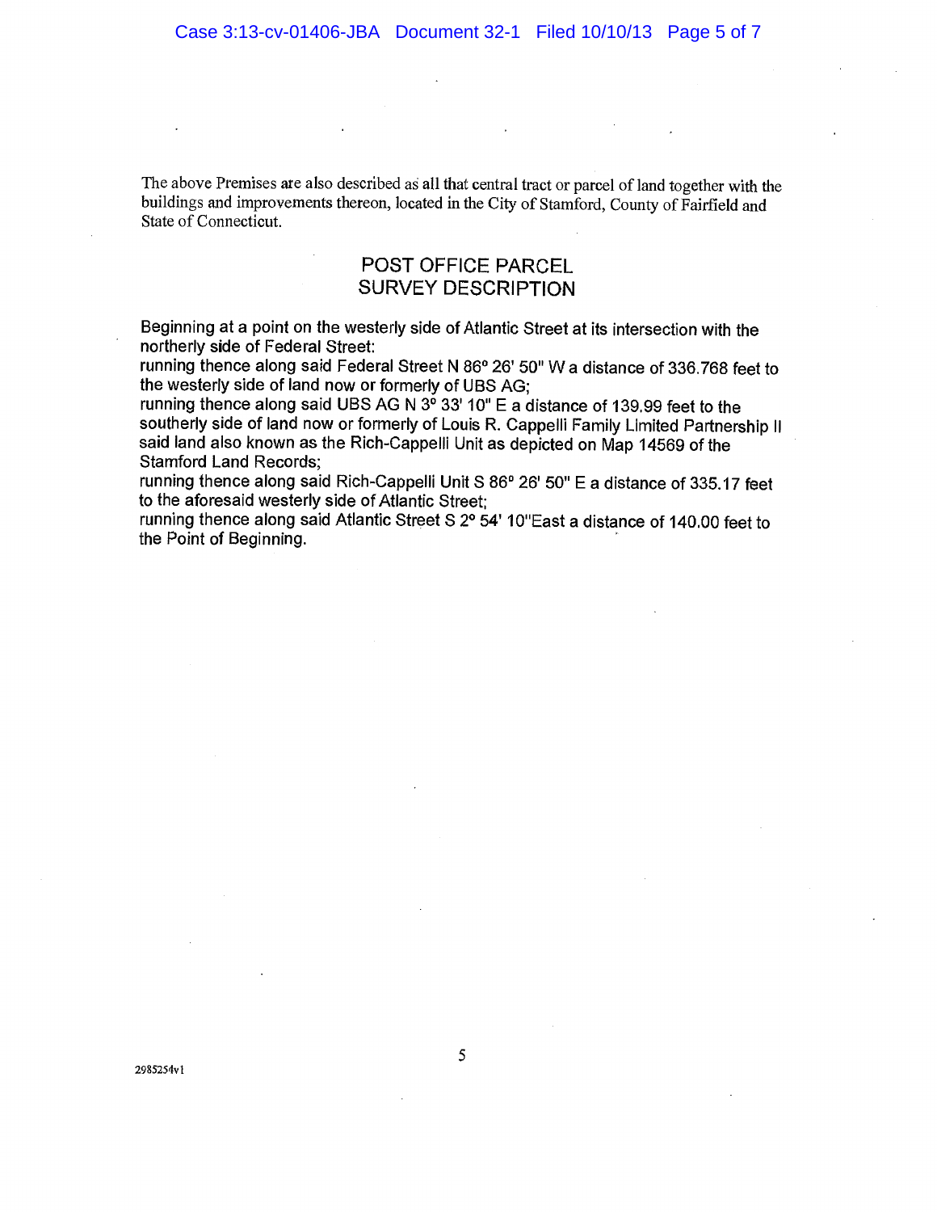The above Premises are also described as all that central tract or parcel of land together with the buildings and improvements thereon, located in the City of Stamford, County of Fairfield and State of Connecticut.

## POST OFFICE PARCEL
## SURVEY DESCRIPTION

Beginning at a point on the westerly side of Atlantic Street at its intersection with the northerly side of Federal Street:
running thence along said Federal Street N 86° 26' 50" W a distance of 336.768 feet to the westerly side of land now or formerly of UBS AG;
running thence along said UBS AG N 3° 33' 10" E a distance of 139.99 feet to the southerly side of land now or formerly of Louis R. Cappelli Family Limited Partnership II said land also known as the Rich-Cappelli Unit as depicted on Map 14569 of the Stamford Land Records;
running thence along said Rich-Cappelli Unit S 86° 26' 50" E a distance of 335.17 feet to the aforesaid westerly side of Atlantic Street;
running thence along said Atlantic Street S 2° 54' 10"East a distance of 140.00 feet to the Point of Beginning.

2985254v1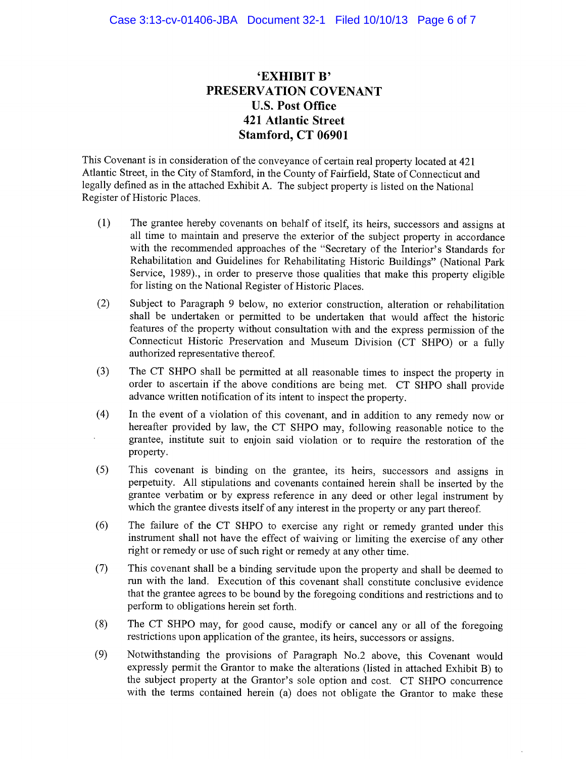# 'EXHIBIT B'
# PRESERVATION COVENANT
# U.S. Post Office
# 421 Atlantic Street
# Stamford, CT 06901

This Covenant is in consideration of the conveyance of certain real property located at 421 Atlantic Street, in the City of Stamford, in the County of Fairfield, State of Connecticut and legally defined as in the attached Exhibit A. The subject property is listed on the National Register of Historic Places.

(1) The grantee hereby covenants on behalf of itself, its heirs, successors and assigns at all time to maintain and preserve the exterior of the subject property in accordance with the recommended approaches of the "Secretary of the Interior's Standards for Rehabilitation and Guidelines for Rehabilitating Historic Buildings" (National Park Service, 1989)., in order to preserve those qualities that make this property eligible for listing on the National Register of Historic Places.

(2) Subject to Paragraph 9 below, no exterior construction, alteration or rehabilitation shall be undertaken or permitted to be undertaken that would affect the historic features of the property without consultation with and the express permission of the Connecticut Historic Preservation and Museum Division (CT SHPO) or a fully authorized representative thereof.

(3) The CT SHPO shall be permitted at all reasonable times to inspect the property in order to ascertain if the above conditions are being met. CT SHPO shall provide advance written notification of its intent to inspect the property.

(4) In the event of a violation of this covenant, and in addition to any remedy now or hereafter provided by law, the CT SHPO may, following reasonable notice to the grantee, institute suit to enjoin said violation or to require the restoration of the property.

(5) This covenant is binding on the grantee, its heirs, successors and assigns in perpetuity. All stipulations and covenants contained herein shall be inserted by the grantee verbatim or by express reference in any deed or other legal instrument by which the grantee divests itself of any interest in the property or any part thereof.

(6) The failure of the CT SHPO to exercise any right or remedy granted under this instrument shall not have the effect of waiving or limiting the exercise of any other right or remedy or use of such right or remedy at any other time.

(7) This covenant shall be a binding servitude upon the property and shall be deemed to run with the land. Execution of this covenant shall constitute conclusive evidence that the grantee agrees to be bound by the foregoing conditions and restrictions and to perform to obligations herein set forth.

(8) The CT SHPO may, for good cause, modify or cancel any or all of the foregoing restrictions upon application of the grantee, its heirs, successors or assigns.

(9) Notwithstanding the provisions of Paragraph No.2 above, this Covenant would expressly permit the Grantor to make the alterations (listed in attached Exhibit B) to the subject property at the Grantor's sole option and cost. CT SHPO concurrence with the terms contained herein (a) does not obligate the Grantor to make these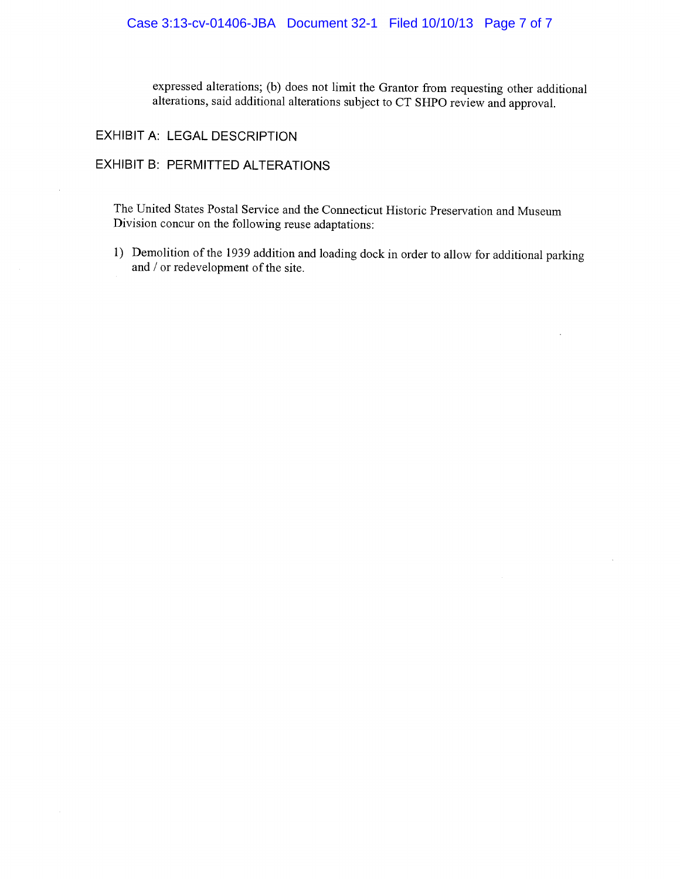expressed alterations; (b) does not limit the Grantor from requesting other additional alterations, said additional alterations subject to CT SHPO review and approval.

## EXHIBIT A: LEGAL DESCRIPTION

## EXHIBIT B: PERMITTED ALTERATIONS

The United States Postal Service and the Connecticut Historic Preservation and Museum Division concur on the following reuse adaptations:

1) Demolition of the 1939 addition and loading dock in order to allow for additional parking and / or redevelopment of the site.